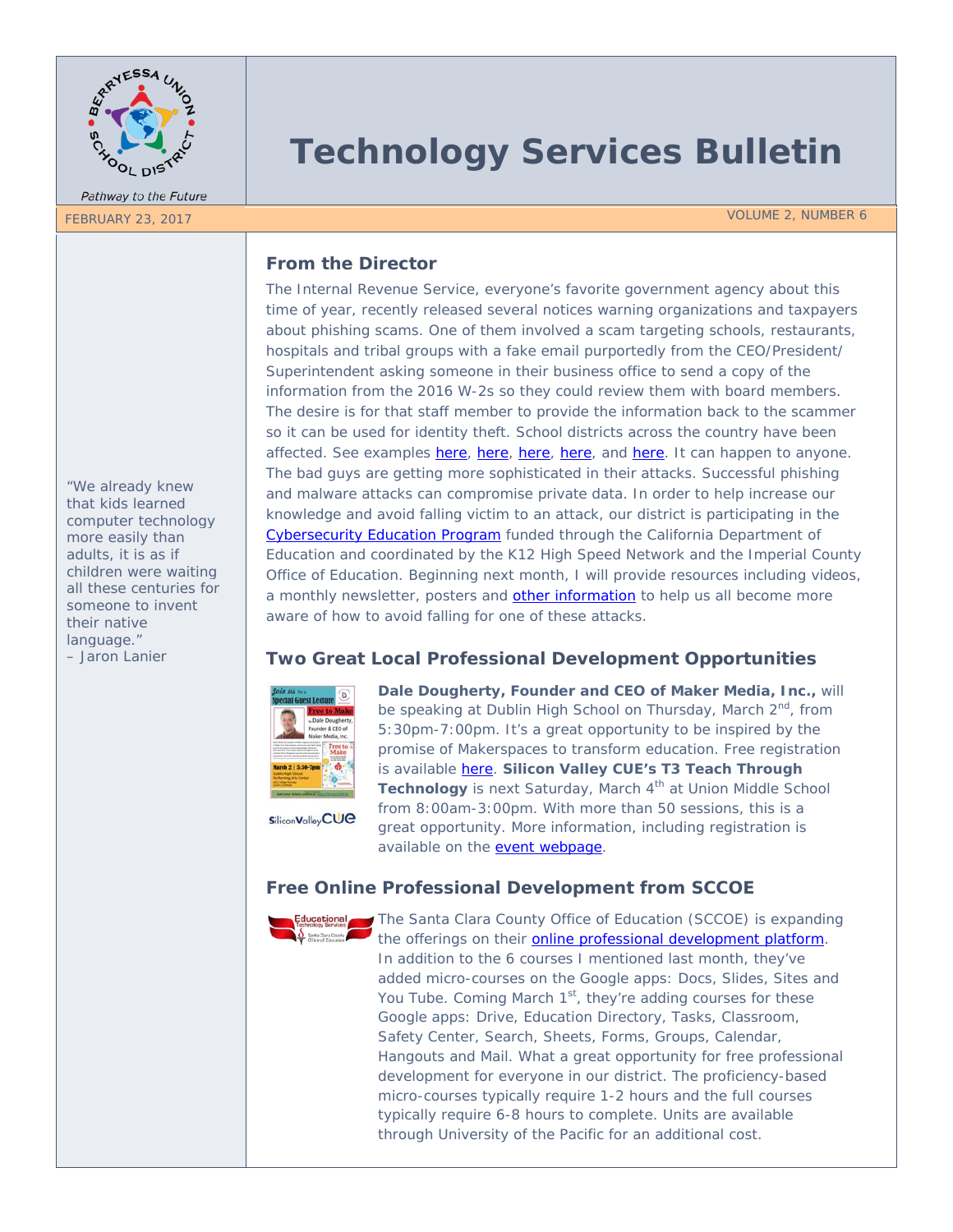# Technology Services Bulletin

FEBRUARY 23, 2017 VOLUME 2, NUMBER 6

"We already knew that kids learned computer technology more easily than adults, it is as if children were waiting all these centuries for someone to invent their native language."
– Jaron Lanier

## From the Director

The Internal Revenue Service, everyone's favorite government agency about this time of year, recently released several notices warning organizations and taxpayers about phishing scams. One of them involved a scam targeting schools, restaurants, hospitals and tribal groups with a fake email purportedly from the CEO/President/Superintendent asking someone in their business office to send a copy of the information from the 2016 W-2s so they could review them with board members. The desire is for that staff member to provide the information back to the scammer so it can be used for identity theft. School districts across the country have been affected. See examples here, here, here, here, and here. It can happen to anyone. The bad guys are getting more sophisticated in their attacks. Successful phishing and malware attacks can compromise private data. In order to help increase our knowledge and avoid falling victim to an attack, our district is participating in the Cybersecurity Education Program funded through the California Department of Education and coordinated by the K12 High Speed Network and the Imperial County Office of Education. Beginning next month, I will provide resources including videos, a monthly newsletter, posters and other information to help us all become more aware of how to avoid falling for one of these attacks.

## Two Great Local Professional Development Opportunities

**Dale Dougherty, Founder and CEO of Maker Media, Inc.,** will be speaking at Dublin High School on Thursday, March 2nd, from 5:30pm-7:00pm. It's a great opportunity to be inspired by the promise of Makerspaces to transform education. Free registration is available here. **Silicon Valley CUE's T3 Teach Through Technology** is next Saturday, March 4th at Union Middle School from 8:00am-3:00pm. With more than 50 sessions, this is a great opportunity. More information, including registration is available on the event webpage.

## Free Online Professional Development from SCCOE

The Santa Clara County Office of Education (SCCOE) is expanding the offerings on their online professional development platform. In addition to the 6 courses I mentioned last month, they've added micro-courses on the Google apps: Docs, Slides, Sites and You Tube. Coming March 1st, they're adding courses for these Google apps: Drive, Education Directory, Tasks, Classroom, Safety Center, Search, Sheets, Forms, Groups, Calendar, Hangouts and Mail. What a great opportunity for free professional development for everyone in our district. The proficiency-based micro-courses typically require 1-2 hours and the full courses typically require 6-8 hours to complete. Units are available through University of the Pacific for an additional cost.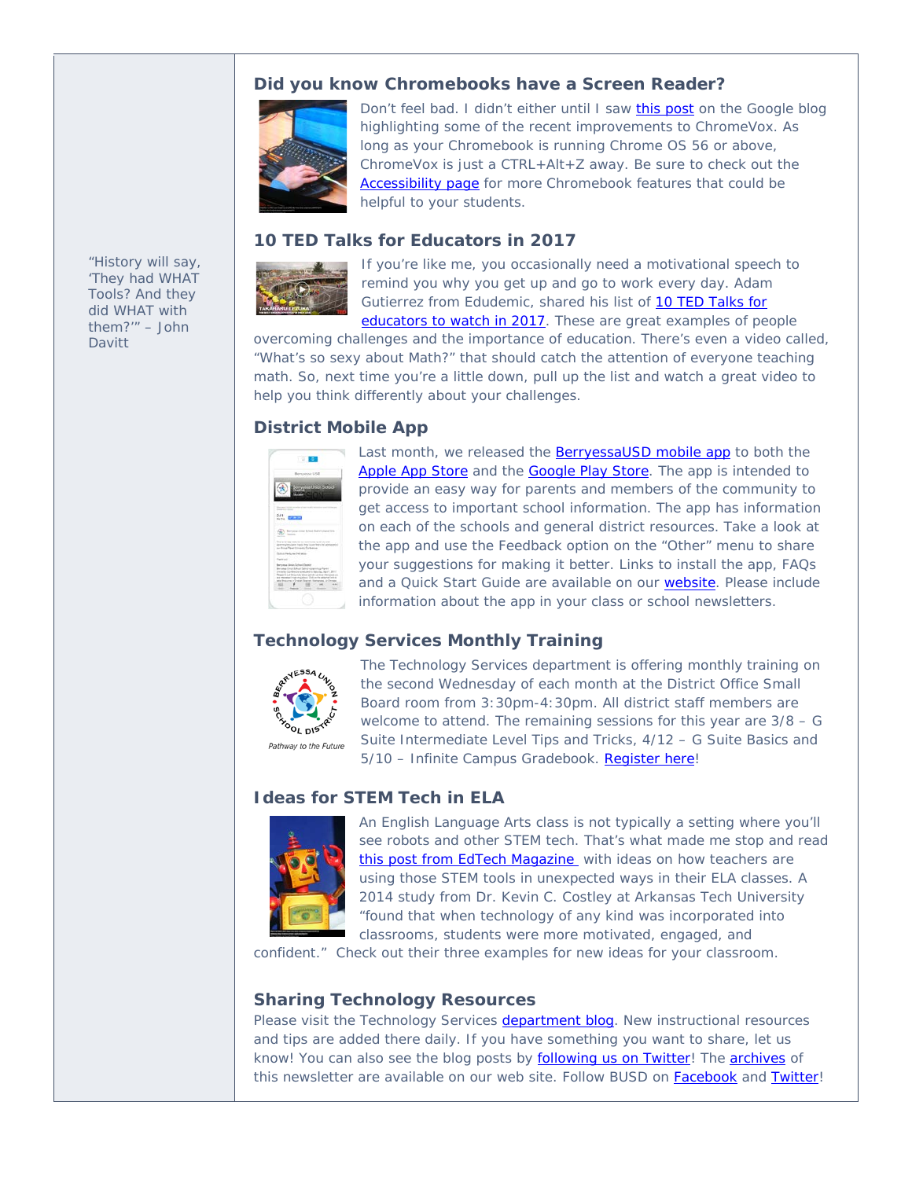"History will say, 'They had WHAT Tools? And they did WHAT with them?'" – John Davitt

## Did you know Chromebooks have a Screen Reader?

Don't feel bad. I didn't either until I saw this post on the Google blog highlighting some of the recent improvements to ChromeVox. As long as your Chromebook is running Chrome OS 56 or above, ChromeVox is just a CTRL+Alt+Z away. Be sure to check out the Accessibility page for more Chromebook features that could be helpful to your students.

## 10 TED Talks for Educators in 2017

If you're like me, you occasionally need a motivational speech to remind you why you get up and go to work every day. Adam Gutierrez from Edudemic, shared his list of 10 TED Talks for educators to watch in 2017. These are great examples of people overcoming challenges and the importance of education. There's even a video called, "What's so sexy about Math?" that should catch the attention of everyone teaching math. So, next time you're a little down, pull up the list and watch a great video to help you think differently about your challenges.

## District Mobile App

Last month, we released the BerryessaUSD mobile app to both the Apple App Store and the Google Play Store. The app is intended to provide an easy way for parents and members of the community to get access to important school information. The app has information on each of the schools and general district resources. Take a look at the app and use the Feedback option on the "Other" menu to share your suggestions for making it better. Links to install the app, FAQs and a Quick Start Guide are available on our website. Please include information about the app in your class or school newsletters.

## Technology Services Monthly Training

Pathway to the Future

The Technology Services department is offering monthly training on the second Wednesday of each month at the District Office Small Board room from 3:30pm-4:30pm. All district staff members are welcome to attend. The remaining sessions for this year are 3/8 – G Suite Intermediate Level Tips and Tricks, 4/12 – G Suite Basics and 5/10 – Infinite Campus Gradebook. Register here!

## Ideas for STEM Tech in ELA

An English Language Arts class is not typically a setting where you'll see robots and other STEM tech. That's what made me stop and read this post from EdTech Magazine with ideas on how teachers are using those STEM tools in unexpected ways in their ELA classes. A 2014 study from Dr. Kevin C. Costley at Arkansas Tech University "found that when technology of any kind was incorporated into classrooms, students were more motivated, engaged, and confident." Check out their three examples for new ideas for your classroom.

## Sharing Technology Resources

Please visit the Technology Services department blog. New instructional resources and tips are added there daily. If you have something you want to share, let us know! You can also see the blog posts by following us on Twitter! The archives of this newsletter are available on our web site. Follow BUSD on Facebook and Twitter!